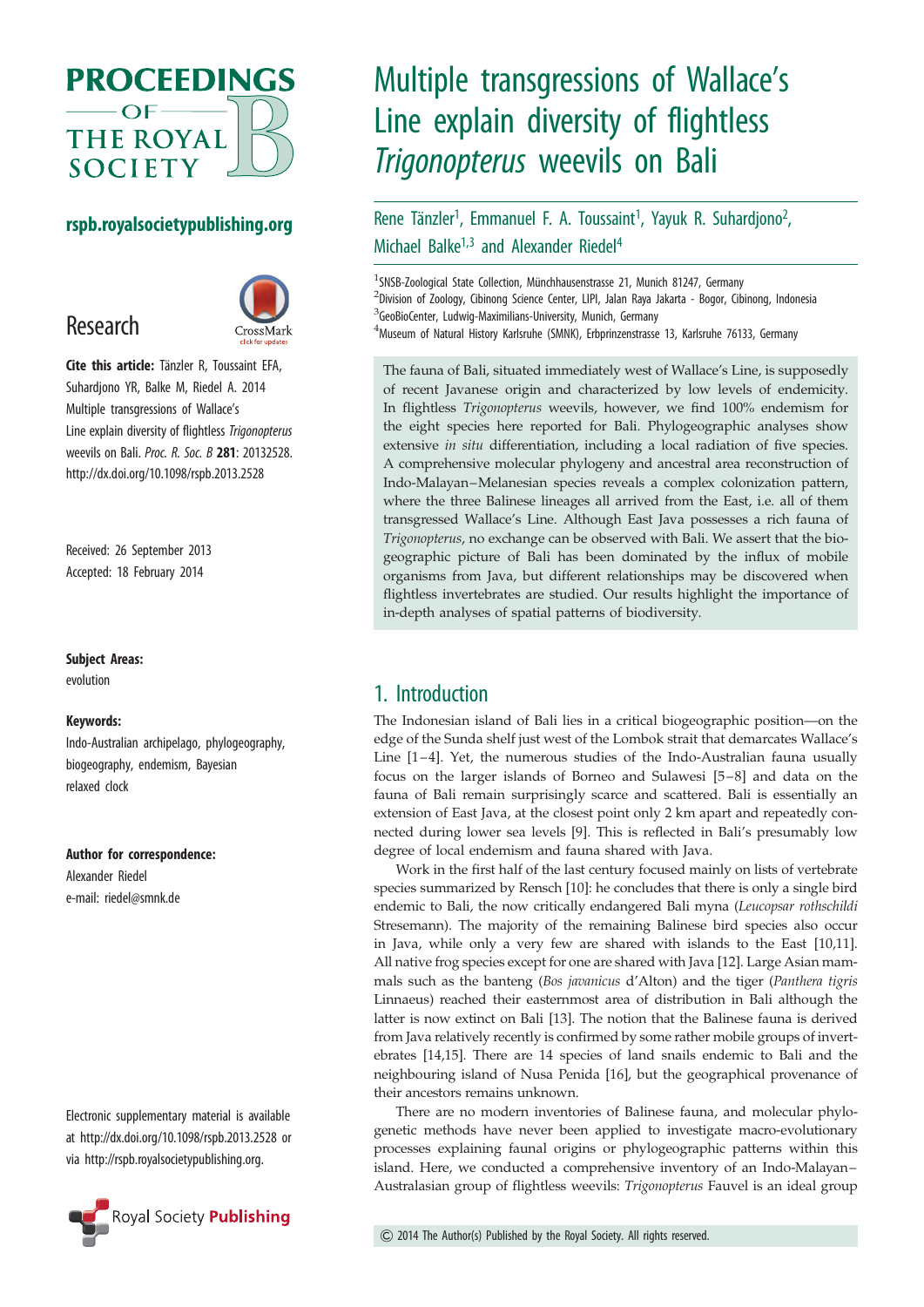# Multiple transgressions of Wallace's Line explain diversity of flightless *Trigonopterus* weevils on Bali

Rene Tänzler[1], Emmanuel F. A. Toussaint[1], Yayuk R. Suhardjono[2], Michael Balke[1,3] and Alexander Riedel[4]

[1]SNSB-Zoological State Collection, Münchhausenstrasse 21, Munich 81247, Germany
[2]Division of Zoology, Cibinong Science Center, LIPI, Jalan Raya Jakarta - Bogor, Cibinong, Indonesia
[3]GeoBioCenter, Ludwig-Maximilians-University, Munich, Germany
[4]Museum of Natural History Karlsruhe (SMNK), Erbprinzenstrasse 13, Karlsruhe 76133, Germany

rspb.royalsocietypublishing.org

Research

**Cite this article:** Tänzler R, Toussaint EFA, Suhardjono YR, Balke M, Riedel A. 2014 Multiple transgressions of Wallace's Line explain diversity of flightless *Trigonopterus* weevils on Bali. *Proc. R. Soc. B* **281**: 20132528. http://dx.doi.org/10.1098/rspb.2013.2528

Received: 26 September 2013
Accepted: 18 February 2014

**Subject Areas:**
evolution

**Keywords:**
Indo-Australian archipelago, phylogeography, biogeography, endemism, Bayesian relaxed clock

**Author for correspondence:**
Alexander Riedel
e-mail: riedel@smnk.de

Electronic supplementary material is available at http://dx.doi.org/10.1098/rspb.2013.2528 or via http://rspb.royalsocietypublishing.org.

The fauna of Bali, situated immediately west of Wallace's Line, is supposedly of recent Javanese origin and characterized by low levels of endemicity. In flightless *Trigonopterus* weevils, however, we find 100% endemism for the eight species here reported for Bali. Phylogeographic analyses show extensive *in situ* differentiation, including a local radiation of five species. A comprehensive molecular phylogeny and ancestral area reconstruction of Indo-Malayan–Melanesian species reveals a complex colonization pattern, where the three Balinese lineages all arrived from the East, i.e. all of them transgressed Wallace's Line. Although East Java possesses a rich fauna of *Trigonopterus*, no exchange can be observed with Bali. We assert that the biogeographic picture of Bali has been dominated by the influx of mobile organisms from Java, but different relationships may be discovered when flightless invertebrates are studied. Our results highlight the importance of in-depth analyses of spatial patterns of biodiversity.

## 1. Introduction

The Indonesian island of Bali lies in a critical biogeographic position—on the edge of the Sunda shelf just west of the Lombok strait that demarcates Wallace's Line [1–4]. Yet, the numerous studies of the Indo-Australian fauna usually focus on the larger islands of Borneo and Sulawesi [5–8] and data on the fauna of Bali remain surprisingly scarce and scattered. Bali is essentially an extension of East Java, at the closest point only 2 km apart and repeatedly connected during lower sea levels [9]. This is reflected in Bali's presumably low degree of local endemism and fauna shared with Java.

Work in the first half of the last century focused mainly on lists of vertebrate species summarized by Rensch [10]: he concludes that there is only a single bird endemic to Bali, the now critically endangered Bali myna (*Leucopsar rothschildi* Stresemann). The majority of the remaining Balinese bird species also occur in Java, while only a very few are shared with islands to the East [10,11]. All native frog species except for one are shared with Java [12]. Large Asian mammals such as the banteng (*Bos javanicus* d'Alton) and the tiger (*Panthera tigris* Linnaeus) reached their easternmost area of distribution in Bali although the latter is now extinct on Bali [13]. The notion that the Balinese fauna is derived from Java relatively recently is confirmed by some rather mobile groups of invertebrates [14,15]. There are 14 species of land snails endemic to Bali and the neighbouring island of Nusa Penida [16], but the geographical provenance of their ancestors remains unknown.

There are no modern inventories of Balinese fauna, and molecular phylogenetic methods have never been applied to investigate macro-evolutionary processes explaining faunal origins or phylogeographic patterns within this island. Here, we conducted a comprehensive inventory of an Indo-Malayan–Australasian group of flightless weevils: *Trigonopterus* Fauvel is an ideal group

© 2014 The Author(s) Published by the Royal Society. All rights reserved.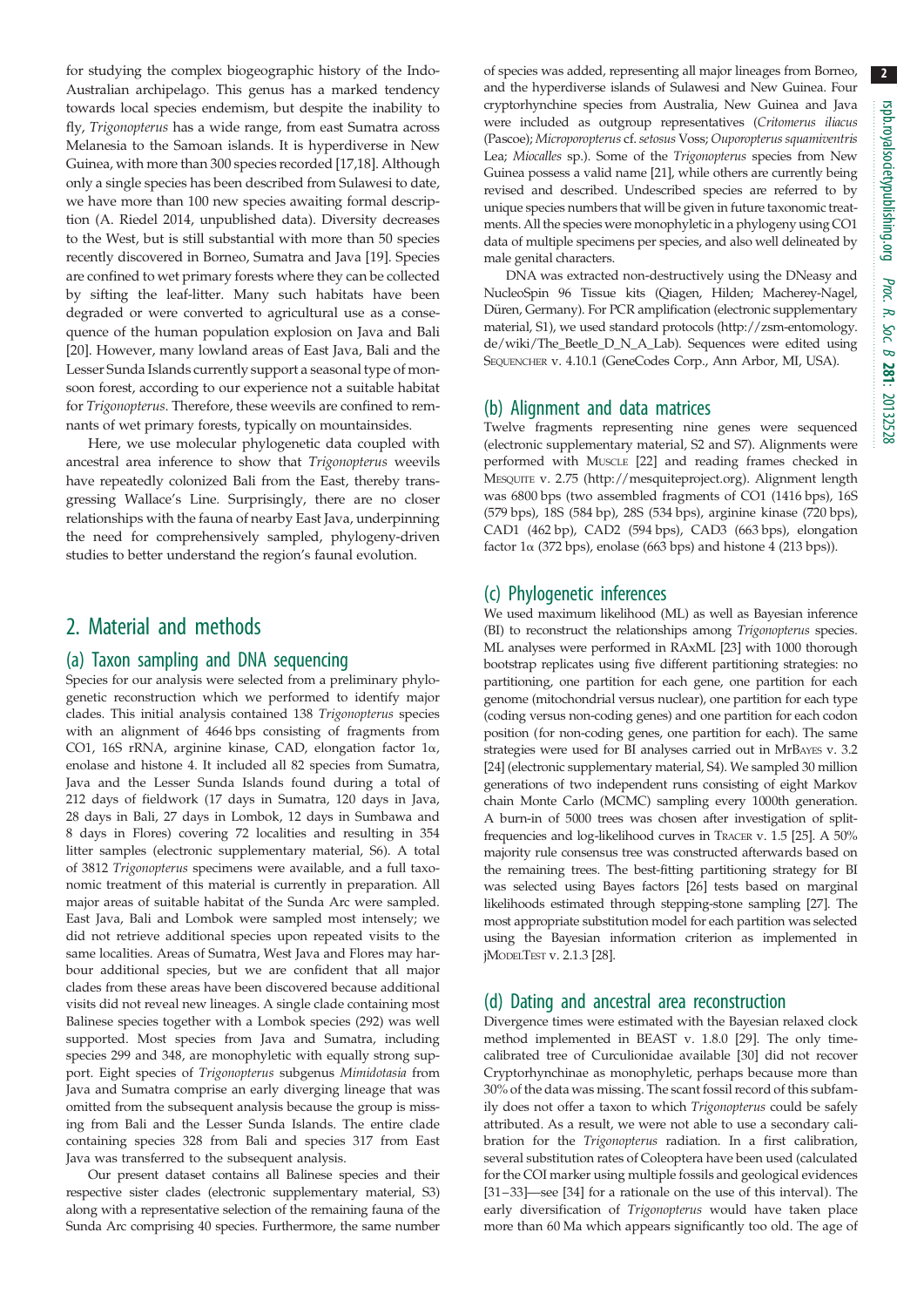for studying the complex biogeographic history of the Indo-Australian archipelago. This genus has a marked tendency towards local species endemism, but despite the inability to fly, *Trigonopterus* has a wide range, from east Sumatra across Melanesia to the Samoan islands. It is hyperdiverse in New Guinea, with more than 300 species recorded [17,18]. Although only a single species has been described from Sulawesi to date, we have more than 100 new species awaiting formal description (A. Riedel 2014, unpublished data). Diversity decreases to the West, but is still substantial with more than 50 species recently discovered in Borneo, Sumatra and Java [19]. Species are confined to wet primary forests where they can be collected by sifting the leaf-litter. Many such habitats have been degraded or were converted to agricultural use as a consequence of the human population explosion on Java and Bali [20]. However, many lowland areas of East Java, Bali and the Lesser Sunda Islands currently support a seasonal type of monsoon forest, according to our experience not a suitable habitat for *Trigonopterus*. Therefore, these weevils are confined to remnants of wet primary forests, typically on mountainsides.

Here, we use molecular phylogenetic data coupled with ancestral area inference to show that *Trigonopterus* weevils have repeatedly colonized Bali from the East, thereby transgressing Wallace's Line. Surprisingly, there are no closer relationships with the fauna of nearby East Java, underpinning the need for comprehensively sampled, phylogeny-driven studies to better understand the region's faunal evolution.

## 2. Material and methods

### (a) Taxon sampling and DNA sequencing

Species for our analysis were selected from a preliminary phylogenetic reconstruction which we performed to identify major clades. This initial analysis contained 138 *Trigonopterus* species with an alignment of 4646 bps consisting of fragments from CO1, 16S rRNA, arginine kinase, CAD, elongation factor 1α, enolase and histone 4. It included all 82 species from Sumatra, Java and the Lesser Sunda Islands found during a total of 212 days of fieldwork (17 days in Sumatra, 120 days in Java, 28 days in Bali, 27 days in Lombok, 12 days in Sumbawa and 8 days in Flores) covering 72 localities and resulting in 354 litter samples (electronic supplementary material, S6). A total of 3812 *Trigonopterus* specimens were available, and a full taxonomic treatment of this material is currently in preparation. All major areas of suitable habitat of the Sunda Arc were sampled. East Java, Bali and Lombok were sampled most intensely; we did not retrieve additional species upon repeated visits to the same localities. Areas of Sumatra, West Java and Flores may harbour additional species, but we are confident that all major clades from these areas have been discovered because additional visits did not reveal new lineages. A single clade containing most Balinese species together with a Lombok species (292) was well supported. Most species from Java and Sumatra, including species 299 and 348, are monophyletic with equally strong support. Eight species of *Trigonopterus* subgenus *Mimidotasia* from Java and Sumatra comprise an early diverging lineage that was omitted from the subsequent analysis because the group is missing from Bali and the Lesser Sunda Islands. The entire clade containing species 328 from Bali and species 317 from East Java was transferred to the subsequent analysis.

Our present dataset contains all Balinese species and their respective sister clades (electronic supplementary material, S3) along with a representative selection of the remaining fauna of the Sunda Arc comprising 40 species. Furthermore, the same number of species was added, representing all major lineages from Borneo, and the hyperdiverse islands of Sulawesi and New Guinea. Four cryptorhynchine species from Australia, New Guinea and Java were included as outgroup representatives (*Critomerus iliacus* (Pascoe); *Microporopterus* cf. *setosus* Voss; *Ouporopterus squamiventris* Lea; *Miocalles* sp.). Some of the *Trigonopterus* species from New Guinea possess a valid name [21], while others are currently being revised and described. Undescribed species are referred to by unique species numbers that will be given in future taxonomic treatments. All the species were monophyletic in a phylogeny using CO1 data of multiple specimens per species, and also well delineated by male genital characters.

DNA was extracted non-destructively using the DNeasy and NucleoSpin 96 Tissue kits (Qiagen, Hilden; Macherey-Nagel, Düren, Germany). For PCR amplification (electronic supplementary material, S1), we used standard protocols (http://zsm-entomology.de/wiki/The_Beetle_D_N_A_Lab). Sequences were edited using Sequencher v. 4.10.1 (GeneCodes Corp., Ann Arbor, MI, USA).

### (b) Alignment and data matrices

Twelve fragments representing nine genes were sequenced (electronic supplementary material, S2 and S7). Alignments were performed with Muscle [22] and reading frames checked in Mesquite v. 2.75 (http://mesquiteproject.org). Alignment length was 6800 bps (two assembled fragments of CO1 (1416 bps), 16S (579 bps), 18S (584 bp), 28S (534 bps), arginine kinase (720 bps), CAD1 (462 bp), CAD2 (594 bps), CAD3 (663 bps), elongation factor 1α (372 bps), enolase (663 bps) and histone 4 (213 bps)).

### (c) Phylogenetic inferences

We used maximum likelihood (ML) as well as Bayesian inference (BI) to reconstruct the relationships among *Trigonopterus* species. ML analyses were performed in RAxML [23] with 1000 thorough bootstrap replicates using five different partitioning strategies: no partitioning, one partition for each gene, one partition for each genome (mitochondrial versus nuclear), one partition for each type (coding versus non-coding genes) and one partition for each codon position (for non-coding genes, one partition for each). The same strategies were used for BI analyses carried out in MrBayes v. 3.2 [24] (electronic supplementary material, S4). We sampled 30 million generations of two independent runs consisting of eight Markov chain Monte Carlo (MCMC) sampling every 1000th generation. A burn-in of 5000 trees was chosen after investigation of split-frequencies and log-likelihood curves in Tracer v. 1.5 [25]. A 50% majority rule consensus tree was constructed afterwards based on the remaining trees. The best-fitting partitioning strategy for BI was selected using Bayes factors [26] tests based on marginal likelihoods estimated through stepping-stone sampling [27]. The most appropriate substitution model for each partition was selected using the Bayesian information criterion as implemented in jModelTest v. 2.1.3 [28].

### (d) Dating and ancestral area reconstruction

Divergence times were estimated with the Bayesian relaxed clock method implemented in BEAST v. 1.8.0 [29]. The only time-calibrated tree of Curculionidae available [30] did not recover Cryptorhynchinae as monophyletic, perhaps because more than 30% of the data was missing. The scant fossil record of this subfamily does not offer a taxon to which *Trigonopterus* could be safely attributed. As a result, we were not able to use a secondary calibration for the *Trigonopterus* radiation. In a first calibration, several substitution rates of Coleoptera have been used (calculated for the COI marker using multiple fossils and geological evidences [31–33]—see [34] for a rationale on the use of this interval). The early diversification of *Trigonopterus* would have taken place more than 60 Ma which appears significantly too old. The age of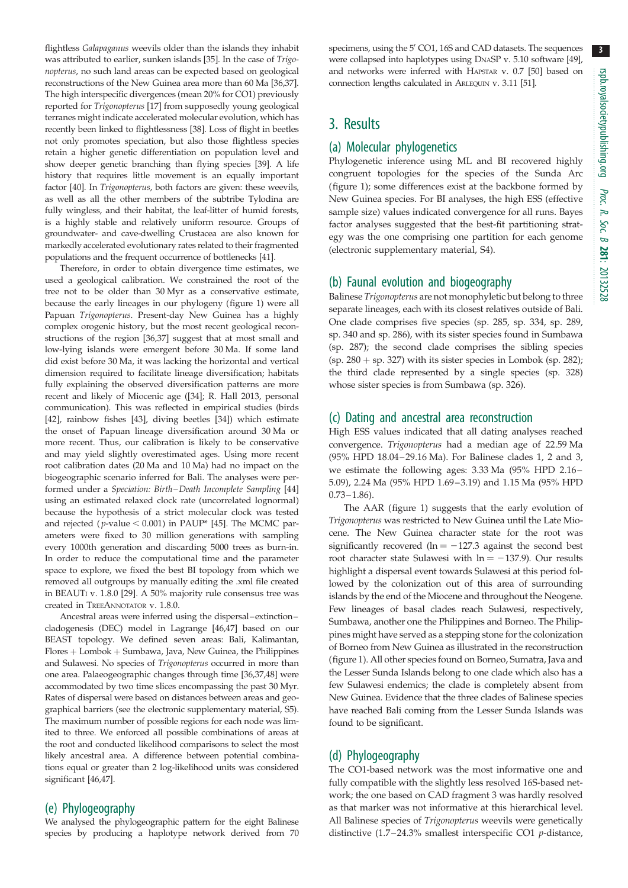flightless *Galapaganus* weevils older than the islands they inhabit was attributed to earlier, sunken islands [35]. In the case of *Trigonopterus*, no such land areas can be expected based on geological reconstructions of the New Guinea area more than 60 Ma [36,37]. The high interspecific divergences (mean 20% for CO1) previously reported for *Trigonopterus* [17] from supposedly young geological terranes might indicate accelerated molecular evolution, which has recently been linked to flightlessness [38]. Loss of flight in beetles not only promotes speciation, but also those flightless species retain a higher genetic differentiation on population level and show deeper genetic branching than flying species [39]. A life history that requires little movement is an equally important factor [40]. In *Trigonopterus*, both factors are given: these weevils, as well as all the other members of the subtribe Tylodina are fully wingless, and their habitat, the leaf-litter of humid forests, is a highly stable and relatively uniform resource. Groups of groundwater- and cave-dwelling Crustacea are also known for markedly accelerated evolutionary rates related to their fragmented populations and the frequent occurrence of bottlenecks [41].

Therefore, in order to obtain divergence time estimates, we used a geological calibration. We constrained the root of the tree not to be older than 30 Myr as a conservative estimate, because the early lineages in our phylogeny (figure 1) were all Papuan *Trigonopterus*. Present-day New Guinea has a highly complex orogenic history, but the most recent geological reconstructions of the region [36,37] suggest that at most small and low-lying islands were emergent before 30 Ma. If some land did exist before 30 Ma, it was lacking the horizontal and vertical dimension required to facilitate lineage diversification; habitats fully explaining the observed diversification patterns are more recent and likely of Miocenic age ([34]; R. Hall 2013, personal communication). This was reflected in empirical studies (birds [42], rainbow fishes [43], diving beetles [34]) which estimate the onset of Papuan lineage diversification around 30 Ma or more recent. Thus, our calibration is likely to be conservative and may yield slightly overestimated ages. Using more recent root calibration dates (20 Ma and 10 Ma) had no impact on the biogeographic scenario inferred for Bali. The analyses were performed under a *Speciation: Birth–Death Incomplete Sampling* [44] using an estimated relaxed clock rate (uncorrelated lognormal) because the hypothesis of a strict molecular clock was tested and rejected ($p$-value < 0.001) in PAUP* [45]. The MCMC parameters were fixed to 30 million generations with sampling every 1000th generation and discarding 5000 trees as burn-in. In order to reduce the computational time and the parameter space to explore, we fixed the best BI topology from which we removed all outgroups by manually editing the .xml file created in BEAUTi v. 1.8.0 [29]. A 50% majority rule consensus tree was created in TreeAnnotator v. 1.8.0.

Ancestral areas were inferred using the dispersal–extinction–cladogenesis (DEC) model in Lagrange [46,47] based on our BEAST topology. We defined seven areas: Bali, Kalimantan, Flores + Lombok + Sumbawa, Java, New Guinea, the Philippines and Sulawesi. No species of *Trigonopterus* occurred in more than one area. Palaeogeographic changes through time [36,37,48] were accommodated by two time slices encompassing the past 30 Myr. Rates of dispersal were based on distances between areas and geographical barriers (see the electronic supplementary material, S5). The maximum number of possible regions for each node was limited to three. We enforced all possible combinations of areas at the root and conducted likelihood comparisons to select the most likely ancestral area. A difference between potential combinations equal or greater than 2 log-likelihood units was considered significant [46,47].

## (e) Phylogeography

We analysed the phylogeographic pattern for the eight Balinese species by producing a haplotype network derived from 70 specimens, using the 5′ CO1, 16S and CAD datasets. The sequences were collapsed into haplotypes using DnaSP v. 5.10 software [49], and networks were inferred with Hapstar v. 0.7 [50] based on connection lengths calculated in Arlequin v. 3.11 [51].

# 3. Results

## (a) Molecular phylogenetics

Phylogenetic inference using ML and BI recovered highly congruent topologies for the species of the Sunda Arc (figure 1); some differences exist at the backbone formed by New Guinea species. For BI analyses, the high ESS (effective sample size) values indicated convergence for all runs. Bayes factor analyses suggested that the best-fit partitioning strategy was the one comprising one partition for each genome (electronic supplementary material, S4).

## (b) Faunal evolution and biogeography

Balinese *Trigonopterus* are not monophyletic but belong to three separate lineages, each with its closest relatives outside of Bali. One clade comprises five species (sp. 285, sp. 334, sp. 289, sp. 340 and sp. 286), with its sister species found in Sumbawa (sp. 287); the second clade comprises the sibling species (sp. 280 + sp. 327) with its sister species in Lombok (sp. 282); the third clade represented by a single species (sp. 328) whose sister species is from Sumbawa (sp. 326).

## (c) Dating and ancestral area reconstruction

High ESS values indicated that all dating analyses reached convergence. *Trigonopterus* had a median age of 22.59 Ma (95% HPD 18.04–29.16 Ma). For Balinese clades 1, 2 and 3, we estimate the following ages: 3.33 Ma (95% HPD 2.16–5.09), 2.24 Ma (95% HPD 1.69–3.19) and 1.15 Ma (95% HPD 0.73–1.86).

The AAR (figure 1) suggests that the early evolution of *Trigonopterus* was restricted to New Guinea until the Late Miocene. The New Guinea character state for the root was significantly recovered ($\ln = -127.3$ against the second best root character state Sulawesi with $\ln = -137.9$). Our results highlight a dispersal event towards Sulawesi at this period followed by the colonization out of this area of surrounding islands by the end of the Miocene and throughout the Neogene. Few lineages of basal clades reach Sulawesi, respectively, Sumbawa, another one the Philippines and Borneo. The Philippines might have served as a stepping stone for the colonization of Borneo from New Guinea as illustrated in the reconstruction (figure 1). All other species found on Borneo, Sumatra, Java and the Lesser Sunda Islands belong to one clade which also has a few Sulawesi endemics; the clade is completely absent from New Guinea. Evidence that the three clades of Balinese species have reached Bali coming from the Lesser Sunda Islands was found to be significant.

## (d) Phylogeography

The CO1-based network was the most informative one and fully compatible with the slightly less resolved 16S-based network; the one based on CAD fragment 3 was hardly resolved as that marker was not informative at this hierarchical level. All Balinese species of *Trigonopterus* weevils were genetically distinctive (1.7–24.3% smallest interspecific CO1 $p$-distance,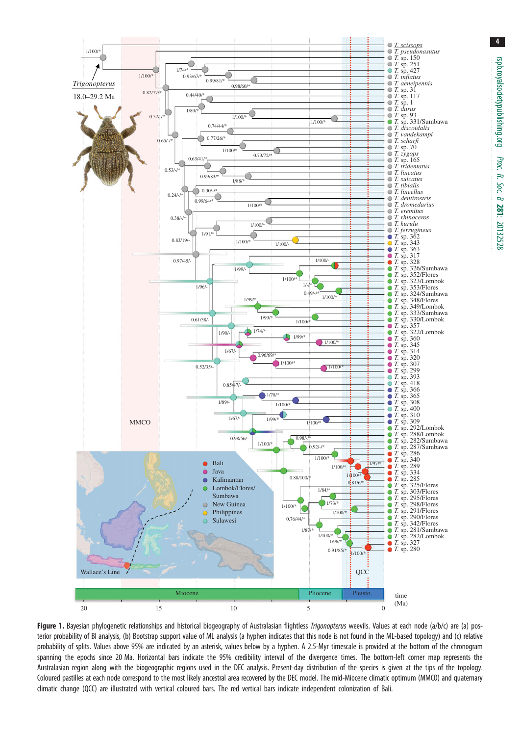**Figure 1.** Bayesian phylogenetic relationships and historical biogeography of Australasian flightless *Trigonopterus* weevils. Values at each node (a/b/c) are (a) posterior probability of BI analysis, (b) Bootstrap support value of ML analysis (a hyphen indicates that this node is not found in the ML-based topology) and (c) relative probability of splits. Values above 95% are indicated by an asterisk, values below by a hyphen. A 2.5-Myr timescale is provided at the bottom of the chronogram spanning the epochs since 20 Ma. Horizontal bars indicate the 95% credibility interval of the divergence times. The bottom-left corner map represents the Australasian region along with the biogeographic regions used in the DEC analysis. Present-day distribution of the species is given at the tips of the topology. Coloured pastilles at each node correspond to the most likely ancestral area recovered by the DEC model. The mid-Miocene climatic optimum (MMCO) and quaternary climatic change (QCC) are illustrated with vertical coloured bars. The red vertical bars indicate independent colonization of Bali.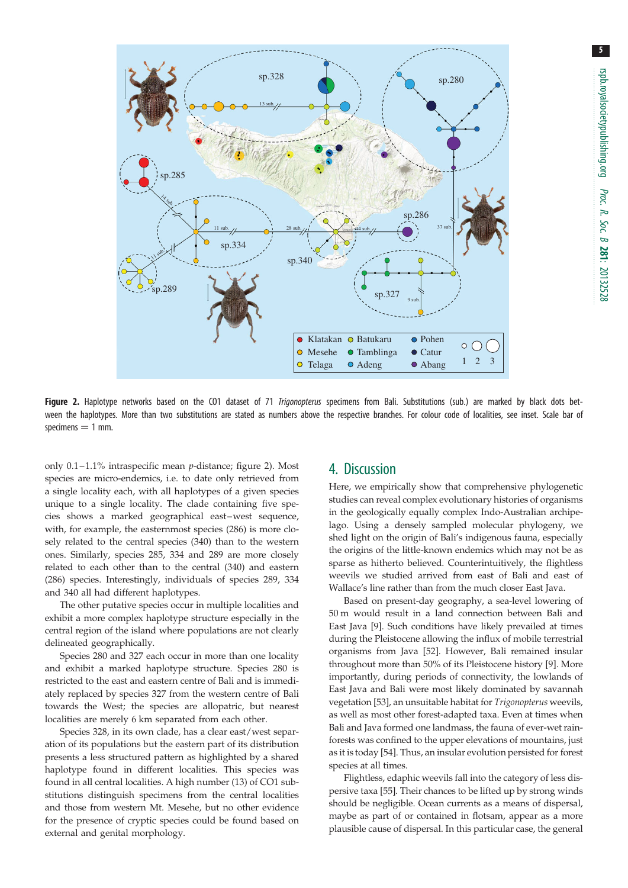**Figure 2.** Haplotype networks based on the CO1 dataset of 71 *Trigonopterus* specimens from Bali. Substitutions (sub.) are marked by black dots between the haplotypes. More than two substitutions are stated as numbers above the respective branches. For colour code of localities, see inset. Scale bar of specimens = 1 mm.

only 0.1–1.1% intraspecific mean *p*-distance; figure 2). Most species are micro-endemics, i.e. to date only retrieved from a single locality each, with all haplotypes of a given species unique to a single locality. The clade containing five species shows a marked geographical east–west sequence, with, for example, the easternmost species (286) is more closely related to the central species (340) than to the western ones. Similarly, species 285, 334 and 289 are more closely related to each other than to the central (340) and eastern (286) species. Interestingly, individuals of species 289, 334 and 340 all had different haplotypes.

The other putative species occur in multiple localities and exhibit a more complex haplotype structure especially in the central region of the island where populations are not clearly delineated geographically.

Species 280 and 327 each occur in more than one locality and exhibit a marked haplotype structure. Species 280 is restricted to the east and eastern centre of Bali and is immediately replaced by species 327 from the western centre of Bali towards the West; the species are allopatric, but nearest localities are merely 6 km separated from each other.

Species 328, in its own clade, has a clear east/west separation of its populations but the eastern part of its distribution presents a less structured pattern as highlighted by a shared haplotype found in different localities. This species was found in all central localities. A high number (13) of CO1 substitutions distinguish specimens from the central localities and those from western Mt. Mesehe, but no other evidence for the presence of cryptic species could be found based on external and genital morphology.

## 4. Discussion

Here, we empirically show that comprehensive phylogenetic studies can reveal complex evolutionary histories of organisms in the geologically equally complex Indo-Australian archipelago. Using a densely sampled molecular phylogeny, we shed light on the origin of Bali's indigenous fauna, especially the origins of the little-known endemics which may not be as sparse as hitherto believed. Counterintuitively, the flightless weevils we studied arrived from east of Bali and east of Wallace's line rather than from the much closer East Java.

Based on present-day geography, a sea-level lowering of 50 m would result in a land connection between Bali and East Java [9]. Such conditions have likely prevailed at times during the Pleistocene allowing the influx of mobile terrestrial organisms from Java [52]. However, Bali remained insular throughout more than 50% of its Pleistocene history [9]. More importantly, during periods of connectivity, the lowlands of East Java and Bali were most likely dominated by savannah vegetation [53], an unsuitable habitat for *Trigonopterus* weevils, as well as most other forest-adapted taxa. Even at times when Bali and Java formed one landmass, the fauna of ever-wet rainforests was confined to the upper elevations of mountains, just as it is today [54]. Thus, an insular evolution persisted for forest species at all times.

Flightless, edaphic weevils fall into the category of less dispersive taxa [55]. Their chances to be lifted up by strong winds should be negligible. Ocean currents as a means of dispersal, maybe as part of or contained in flotsam, appear as a more plausible cause of dispersal. In this particular case, the general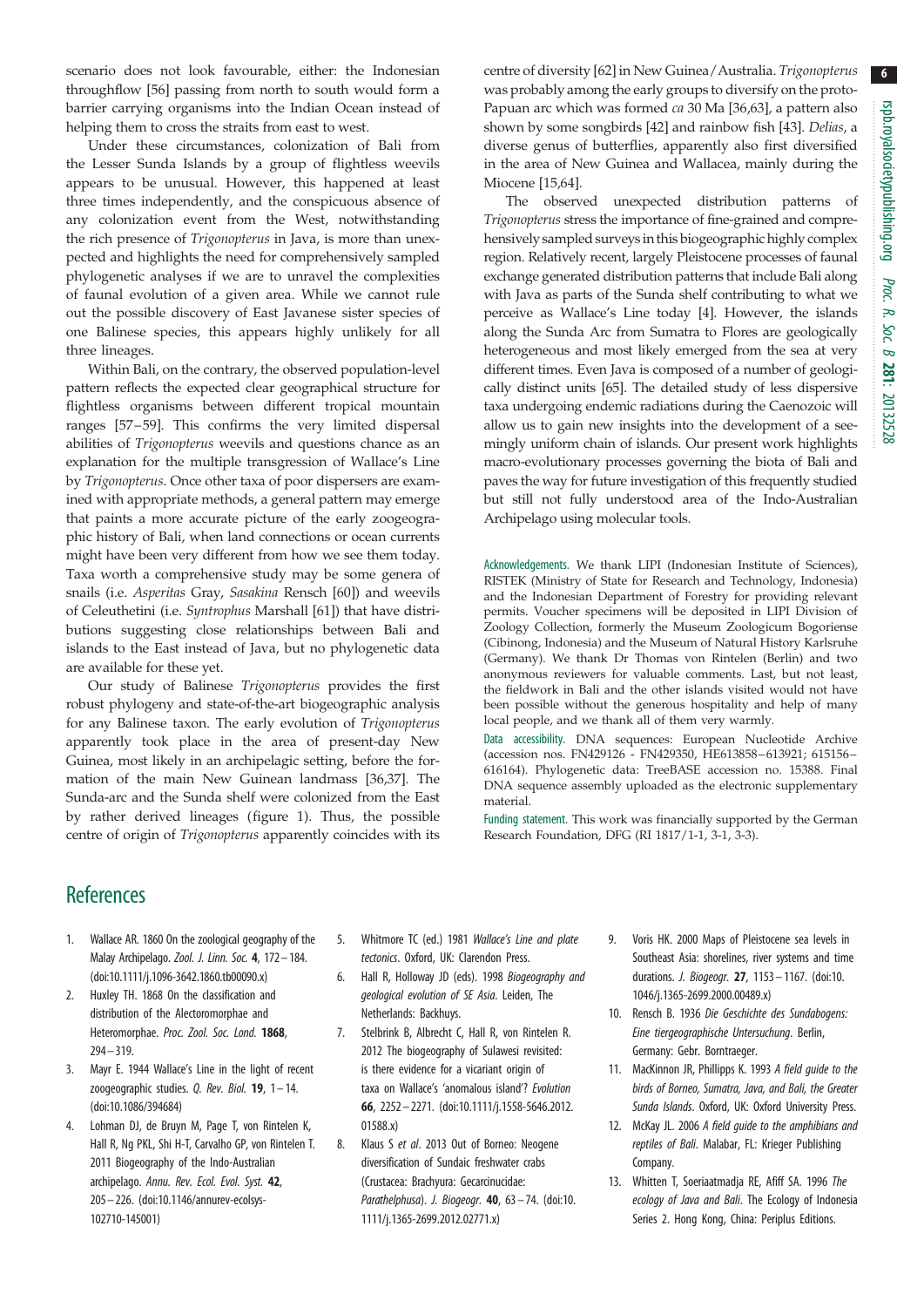scenario does not look favourable, either: the Indonesian throughflow [56] passing from north to south would form a barrier carrying organisms into the Indian Ocean instead of helping them to cross the straits from east to west.

Under these circumstances, colonization of Bali from the Lesser Sunda Islands by a group of flightless weevils appears to be unusual. However, this happened at least three times independently, and the conspicuous absence of any colonization event from the West, notwithstanding the rich presence of *Trigonopterus* in Java, is more than unexpected and highlights the need for comprehensively sampled phylogenetic analyses if we are to unravel the complexities of faunal evolution of a given area. While we cannot rule out the possible discovery of East Javanese sister species of one Balinese species, this appears highly unlikely for all three lineages.

Within Bali, on the contrary, the observed population-level pattern reflects the expected clear geographical structure for flightless organisms between different tropical mountain ranges [57–59]. This confirms the very limited dispersal abilities of *Trigonopterus* weevils and questions chance as an explanation for the multiple transgression of Wallace's Line by *Trigonopterus*. Once other taxa of poor dispersers are examined with appropriate methods, a general pattern may emerge that paints a more accurate picture of the early zoogeographic history of Bali, when land connections or ocean currents might have been very different from how we see them today. Taxa worth a comprehensive study may be some genera of snails (i.e. *Asperitas* Gray, *Sasakina* Rensch [60]) and weevils of Celeuthetini (i.e. *Syntrophus* Marshall [61]) that have distributions suggesting close relationships between Bali and islands to the East instead of Java, but no phylogenetic data are available for these yet.

Our study of Balinese *Trigonopterus* provides the first robust phylogeny and state-of-the-art biogeographic analysis for any Balinese taxon. The early evolution of *Trigonopterus* apparently took place in the area of present-day New Guinea, most likely in an archipelagic setting, before the formation of the main New Guinean landmass [36,37]. The Sunda-arc and the Sunda shelf were colonized from the East by rather derived lineages (figure 1). Thus, the possible centre of origin of *Trigonopterus* apparently coincides with its centre of diversity [62] in New Guinea/Australia. *Trigonopterus* was probably among the early groups to diversify on the proto-Papuan arc which was formed *ca* 30 Ma [36,63], a pattern also shown by some songbirds [42] and rainbow fish [43]. *Delias*, a diverse genus of butterflies, apparently also first diversified in the area of New Guinea and Wallacea, mainly during the Miocene [15,64].

The observed unexpected distribution patterns of *Trigonopterus* stress the importance of fine-grained and comprehensively sampled surveys in this biogeographic highly complex region. Relatively recent, largely Pleistocene processes of faunal exchange generated distribution patterns that include Bali along with Java as parts of the Sunda shelf contributing to what we perceive as Wallace's Line today [4]. However, the islands along the Sunda Arc from Sumatra to Flores are geologically heterogeneous and most likely emerged from the sea at very different times. Even Java is composed of a number of geologically distinct units [65]. The detailed study of less dispersive taxa undergoing endemic radiations during the Caenozoic will allow us to gain new insights into the development of a seemingly uniform chain of islands. Our present work highlights macro-evolutionary processes governing the biota of Bali and paves the way for future investigation of this frequently studied but still not fully understood area of the Indo-Australian Archipelago using molecular tools.

Acknowledgements. We thank LIPI (Indonesian Institute of Sciences), RISTEK (Ministry of State for Research and Technology, Indonesia) and the Indonesian Department of Forestry for providing relevant permits. Voucher specimens will be deposited in LIPI Division of Zoology Collection, formerly the Museum Zoologicum Bogoriense (Cibinong, Indonesia) and the Museum of Natural History Karlsruhe (Germany). We thank Dr Thomas von Rintelen (Berlin) and two anonymous reviewers for valuable comments. Last, but not least, the fieldwork in Bali and the other islands visited would not have been possible without the generous hospitality and help of many local people, and we thank all of them very warmly.

Data accessibility. DNA sequences: European Nucleotide Archive (accession nos. FN429126 - FN429350, HE613858–613921; 615156–616164). Phylogenetic data: TreeBASE accession no. 15388. Final DNA sequence assembly uploaded as the electronic supplementary material.

Funding statement. This work was financially supported by the German Research Foundation, DFG (RI 1817/1-1, 3-1, 3-3).

## References

1. Wallace AR. 1860 On the zoological geography of the Malay Archipelago. *Zool. J. Linn. Soc.* **4**, 172–184. (doi:10.1111/j.1096-3642.1860.tb00090.x)
2. Huxley TH. 1868 On the classification and distribution of the Alectoromorphae and Heteromorphae. *Proc. Zool. Soc. Lond.* **1868**, 294–319.
3. Mayr E. 1944 Wallace's Line in the light of recent zoogeographic studies. *Q. Rev. Biol.* **19**, 1–14. (doi:10.1086/394684)
4. Lohman DJ, de Bruyn M, Page T, von Rintelen K, Hall R, Ng PKL, Shi H-T, Carvalho GP, von Rintelen T. 2011 Biogeography of the Indo-Australian archipelago. *Annu. Rev. Ecol. Evol. Syst.* **42**, 205–226. (doi:10.1146/annurev-ecolsys-102710-145001)
5. Whitmore TC (ed.) 1981 *Wallace's Line and plate tectonics*. Oxford, UK: Clarendon Press.
6. Hall R, Holloway JD (eds). 1998 *Biogeography and geological evolution of SE Asia*. Leiden, The Netherlands: Backhuys.
7. Stelbrink B, Albrecht C, Hall R, von Rintelen R. 2012 The biogeography of Sulawesi revisited: is there evidence for a vicariant origin of taxa on Wallace's 'anomalous island'? *Evolution* **66**, 2252–2271. (doi:10.1111/j.1558-5646.2012.01588.x)
8. Klaus S *et al*. 2013 Out of Borneo: Neogene diversification of Sundaic freshwater crabs (Crustacea: Brachyura: Gecarcinucidae: *Parathelphusa*). *J. Biogeogr.* **40**, 63–74. (doi:10.1111/j.1365-2699.2012.02771.x)
9. Voris HK. 2000 Maps of Pleistocene sea levels in Southeast Asia: shorelines, river systems and time durations. *J. Biogeogr.* **27**, 1153–1167. (doi:10.1046/j.1365-2699.2000.00489.x)
10. Rensch B. 1936 *Die Geschichte des Sundabogens: Eine tiergeographische Untersuchung*. Berlin, Germany: Gebr. Borntraeger.
11. MacKinnon JR, Phillipps K. 1993 *A field guide to the birds of Borneo, Sumatra, Java, and Bali, the Greater Sunda Islands*. Oxford, UK: Oxford University Press.
12. McKay JL. 2006 *A field guide to the amphibians and reptiles of Bali*. Malabar, FL: Krieger Publishing Company.
13. Whitten T, Soeriaatmadja RE, Afiff SA. 1996 *The ecology of Java and Bali*. The Ecology of Indonesia Series 2. Hong Kong, China: Periplus Editions.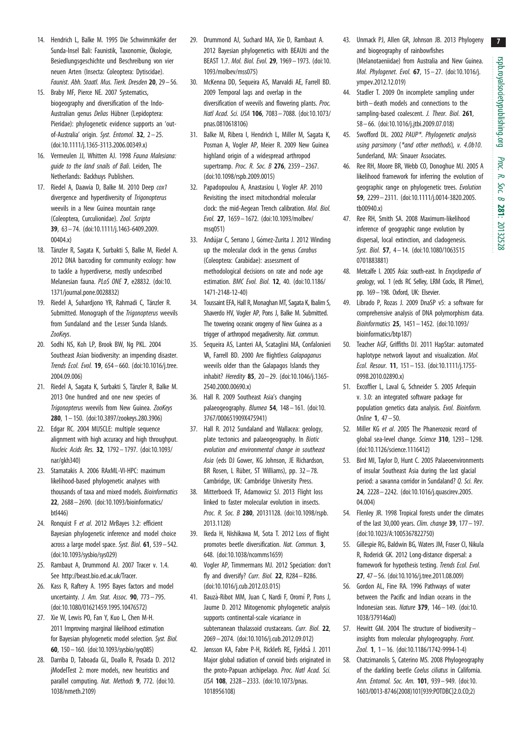14. Hendrich L, Balke M. 1995 Die Schwimmkäfer der Sunda-Insel Bali: Faunistik, Taxonomie, Ökologie, Besiedlungsgeschichte und Beschreibung von vier neuen Arten (Insecta: Coleoptera: Dytiscidae). *Faunist. Abh. Staatl. Mus. Tierk. Dresden* **20**, 29–56.
15. Braby MF, Pierce NE. 2007 Systematics, biogeography and diversification of the Indo-Australian genus *Delias* Hübner (Lepidoptera: Pieridae): phylogenetic evidence supports an 'out-of-Australia' origin. *Syst. Entomol.* **32**, 2–25. (doi:10.1111/j.1365-3113.2006.00349.x)
16. Vermeulen JJ, Whitten AJ. 1998 *Fauna Malesiana: guide to the land snails of Bali*. Leiden, The Netherlands: Backhuys Publishers.
17. Riedel A, Daawia D, Balke M. 2010 Deep *cox1* divergence and hyperdiversity of *Trigonopterus* weevils in a New Guinea mountain range (Coleoptera, Curculionidae). *Zool. Scripta* **39**, 63–74. (doi:10.1111/j.1463-6409.2009.00404.x)
18. Tänzler R, Sagata K, Surbakti S, Balke M, Riedel A. 2012 DNA barcoding for community ecology: how to tackle a hyperdiverse, mostly undescribed Melanesian fauna. *PLoS ONE* **7**, e28832. (doi:10.1371/journal.pone.0028832)
19. Riedel A, Suhardjono YR, Rahmadi C, Tänzler R. Submitted. Monograph of the *Trigonopterus* weevils from Sundaland and the Lesser Sunda Islands. *ZooKeys*.
20. Sodhi NS, Koh LP, Brook BW, Ng PKL. 2004 Southeast Asian biodiversity: an impending disaster. *Trends Ecol. Evol.* **19**, 654–660. (doi:10.1016/j.tree.2004.09.006)
21. Riedel A, Sagata K, Surbakti S, Tänzler R, Balke M. 2013 One hundred and one new species of *Trigonopterus* weevils from New Guinea. *ZooKeys* **280**, 1–150. (doi:10.3897/zookeys.280.3906)
22. Edgar RC. 2004 MUSCLE: multiple sequence alignment with high accuracy and high throughput. *Nucleic Acids Res.* **32**, 1792–1797. (doi:10.1093/nar/gkh340)
23. Stamatakis A. 2006 RAxML-VI-HPC: maximum likelihood-based phylogenetic analyses with thousands of taxa and mixed models. *Bioinformatics* **22**, 2688–2690. (doi:10.1093/bioinformatics/btl446)
24. Ronquist F *et al*. 2012 MrBayes 3.2: efficient Bayesian phylogenetic inference and model choice across a large model space. *Syst. Biol.* **61**, 539–542. (doi:10.1093/sysbio/sys029)
25. Rambaut A, Drummond AJ. 2007 Tracer v. 1.4. See http://beast.bio.ed.ac.uk/Tracer.
26. Kass R, Raftery A. 1995 Bayes factors and model uncertainty. *J. Am. Stat. Assoc.* **90**, 773–795. (doi:10.1080/01621459.1995.10476572)
27. Xie W, Lewis PO, Fan Y, Kuo L, Chen M-H. 2011 Improving marginal likelihood estimation for Bayesian phylogenetic model selection. *Syst. Biol.* **60**, 150–160. (doi:10.1093/sysbio/syq085)
28. Darriba D, Taboada GL, Doallo R, Posada D. 2012 jModelTest 2: more models, new heuristics and parallel computing. *Nat. Methods* **9**, 772. (doi:10.1038/nmeth.2109)
29. Drummond AJ, Suchard MA, Xie D, Rambaut A. 2012 Bayesian phylogenetics with BEAUti and the BEAST 1.7. *Mol. Biol. Evol.* **29**, 1969–1973. (doi:10.1093/molbev/mss075)
30. McKenna DD, Sequeira AS, Marvaldi AE, Farrell BD. 2009 Temporal lags and overlap in the diversification of weevils and flowering plants. *Proc. Natl Acad. Sci. USA* **106**, 7083–7088. (doi:10.1073/pnas.0810618106)
31. Balke M, Ribera I, Hendrich L, Miller M, Sagata K, Posman A, Vogler AP, Meier R. 2009 New Guinea highland origin of a widespread arthropod supertramp. *Proc. R. Soc. B* **276**, 2359–2367. (doi:10.1098/rspb.2009.0015)
32. Papadopoulou A, Anastasiou I, Vogler AP. 2010 Revisiting the insect mitochondrial molecular clock: the mid-Aegean Trench calibration. *Mol. Biol. Evol.* **27**, 1659–1672. (doi:10.1093/molbev/msq051)
33. Andújar C, Serrano J, Gómez-Zurita J. 2012 Winding up the molecular clock in the genus *Carabus* (Coleoptera: Carabidae): assessment of methodological decisions on rate and node age estimation. *BMC Evol. Biol.* **12**, 40. (doi:10.1186/1471-2148-12-40)
34. Toussaint EFA, Hall R, Monaghan MT, Sagata K, Ibalim S, Shaverdo HV, Vogler AP, Pons J, Balke M. Submitted. The towering oceanic orogeny of New Guinea as a trigger of arthropod megadiversity. *Nat. commun.*
35. Sequeira AS, Lanteri AA, Scataglini MA, Confalonieri VA, Farrell BD. 2000 Are flightless *Galapaganus* weevils older than the Galapagos Islands they inhabit? *Heredity* **85**, 20–29. (doi:10.1046/j.1365-2540.2000.00690.x)
36. Hall R. 2009 Southeast Asia's changing palaeogeography. *Blumea* **54**, 148–161. (doi:10.3767/000651909X475941)
37. Hall R. 2012 Sundaland and Wallacea: geology, plate tectonics and palaeogeography. In *Biotic evolution and environmental change in southeast Asia* (eds DJ Gower, KG Johnson, JE Richardson, BR Rosen, L Rüber, ST Williams), pp. 32–78. Cambridge, UK: Cambridge University Press.
38. Mitterboeck TF, Adamowicz SJ. 2013 Flight loss linked to faster molecular evolution in insects. *Proc. R. Soc. B* **280**, 20131128. (doi:10.1098/rspb.2013.1128)
39. Ikeda H, Nishikawa M, Sota T. 2012 Loss of flight promotes beetle diversification. *Nat. Commun.* **3**, 648. (doi:10.1038/ncomms1659)
40. Vogler AP, Timmermans MJ. 2012 Speciation: don't fly and diversify? *Curr. Biol.* **22**, R284–R286. (doi:10.1016/j.cub.2012.03.015)
41. Bauzà-Ribot MM, Juan C, Nardi F, Oromí P, Pons J, Jaume D. 2012 Mitogenomic phylogenetic analysis supports continental-scale vicariance in subterranean thalassoid crustaceans. *Curr. Biol.* **22**, 2069–2074. (doi:10.1016/j.cub.2012.09.012)
42. Jønsson KA, Fabre P-H, Ricklefs RE, Fjeldså J. 2011 Major global radiation of corvoid birds originated in the proto-Papuan archipelago. *Proc. Natl Acad. Sci. USA* **108**, 2328–2333. (doi:10.1073/pnas.1018956108)
43. Unmack PJ, Allen GR, Johnson JB. 2013 Phylogeny and biogeography of rainbowfishes (Melanotaeniidae) from Australia and New Guinea. *Mol. Phylogenet. Evol.* **67**, 15–27. (doi:10.1016/j.ympev.2012.12.019)
44. Stadler T. 2009 On incomplete sampling under birth–death models and connections to the sampling-based coalescent. *J. Theor. Biol.* **261**, 58–66. (doi:10.1016/j.jtbi.2009.07.018)
45. Swofford DL. 2002 *PAUP*\*. Phylogenetic analysis using parsimony (\*and other methods), v. 4.0b10*. Sunderland, MA: Sinauer Associates.
46. Ree RH, Moore BR, Webb CO, Donoghue MJ. 2005 A likelihood framework for inferring the evolution of geographic range on phylogenetic trees. *Evolution* **59**, 2299–2311. (doi:10.1111/j.0014-3820.2005.tb00940.x)
47. Ree RH, Smith SA. 2008 Maximum-likelihood inference of geographic range evolution by dispersal, local extinction, and cladogenesis. *Syst. Biol.* **57**, 4–14. (doi:10.1080/10635150701883881)
48. Metcalfe I. 2005 Asia: south-east. In *Encyclopedia of geology*, vol. 1 (eds RC Selley, LRM Cocks, IR Plimer), pp. 169–198. Oxford, UK: Elsevier.
49. Librado P, Rozas J. 2009 DnaSP v5: a software for comprehensive analysis of DNA polymorphism data. *Bioinformatics* **25**, 1451–1452. (doi:10.1093/bioinformatics/btp187)
50. Teacher AGF, Griffiths DJ. 2011 HapStar: automated haplotype network layout and visualization. *Mol. Ecol. Resour.* **11**, 151–153. (doi:10.1111/j.1755-0998.2010.02890.x)
51. Excoffier L, Laval G, Schneider S. 2005 Arlequin v. 3.0: an integrated software package for population genetics data analysis. *Evol. Bioinform. Online* **1**, 47–50.
52. Miller KG *et al*. 2005 The Phanerozoic record of global sea-level change. *Science* **310**, 1293–1298. (doi:10.1126/science.1116412)
53. Bird MI, Taylor D, Hunt C. 2005 Palaeoenvironments of insular Southeast Asia during the last glacial period: a savanna corridor in Sundaland? *Q. Sci. Rev.* **24**, 2228–2242. (doi:10.1016/j.quascirev.2005.04.004)
54. Flenley JR. 1998 Tropical forests under the climates of the last 30,000 years. *Clim. change* **39**, 177–197. (doi:10.1023/A:1005367822750)
55. Gillespie RG, Baldwin BG, Waters JM, Fraser CI, Nikula R, Roderick GK. 2012 Long-distance dispersal: a framework for hypothesis testing. *Trends Ecol. Evol.* **27**, 47–56. (doi:10.1016/j.tree.2011.08.009)
56. Gordon AL, Fine RA. 1996 Pathways of water between the Pacific and Indian oceans in the Indonesian seas. *Nature* **379**, 146–149. (doi:10.1038/379146a0)
57. Hewitt GM. 2004 The structure of biodiversity–insights from molecular phylogeography. *Front. Zool.* **1**, 1–16. (doi:10.1186/1742-9994-1-4)
58. Chatzimanolis S, Caterino MS. 2008 Phylogeography of the darkling beetle *Coelus ciliatus* in California. *Ann. Entomol. Soc. Am.* **101**, 939–949. (doi:10.1603/0013-8746(2008)101[939:POTDBC]2.0.CO;2)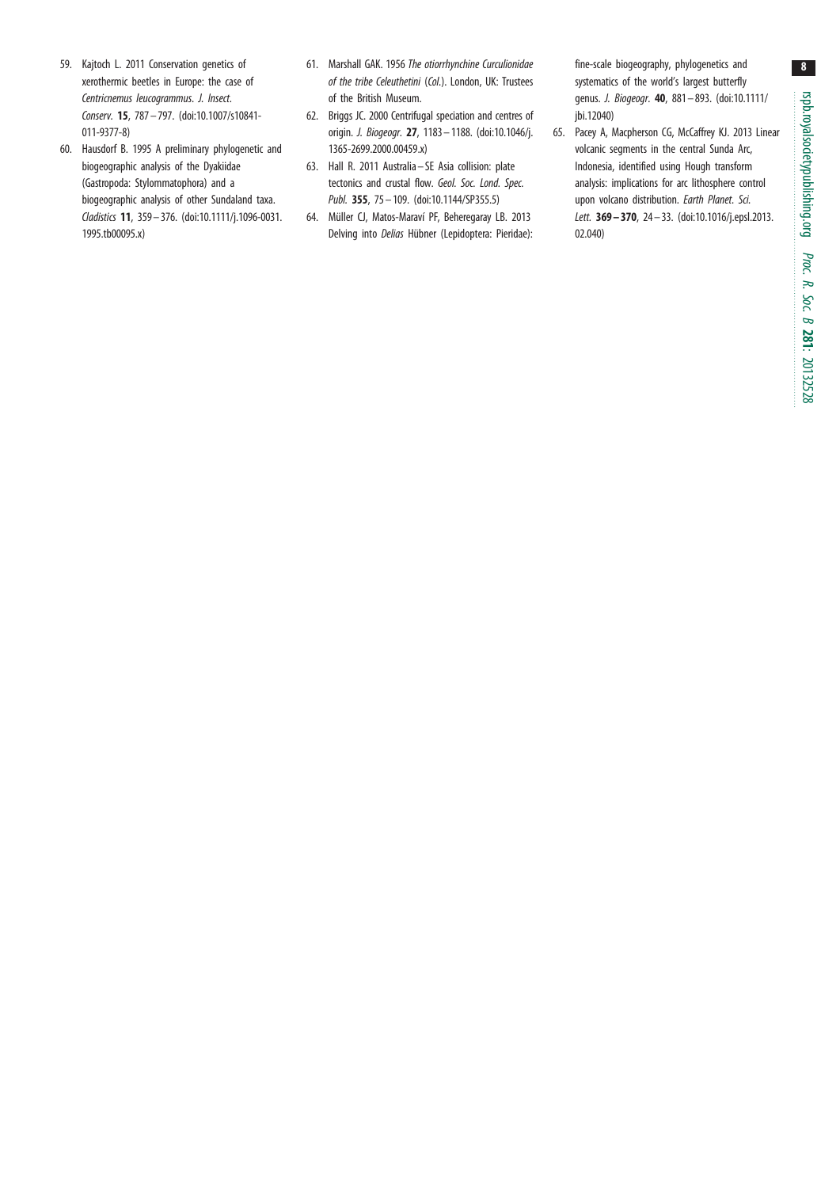59. Kajtoch L. 2011 Conservation genetics of xerothermic beetles in Europe: the case of *Centricnemus leucogrammus*. *J. Insect. Conserv.* **15**, 787–797. (doi:10.1007/s10841-011-9377-8)
60. Hausdorf B. 1995 A preliminary phylogenetic and biogeographic analysis of the Dyakiidae (Gastropoda: Stylommatophora) and a biogeographic analysis of other Sundaland taxa. *Cladistics* **11**, 359–376. (doi:10.1111/j.1096-0031.1995.tb00095.x)
61. Marshall GAK. 1956 *The otiorrhynchine Curculionidae of the tribe Celeuthetini* (*Col.*). London, UK: Trustees of the British Museum.
62. Briggs JC. 2000 Centrifugal speciation and centres of origin. *J. Biogeogr.* **27**, 1183–1188. (doi:10.1046/j.1365-2699.2000.00459.x)
63. Hall R. 2011 Australia–SE Asia collision: plate tectonics and crustal flow. *Geol. Soc. Lond. Spec. Publ.* **355**, 75–109. (doi:10.1144/SP355.5)
64. Müller CJ, Matos-Maraví PF, Beheregaray LB. 2013 Delving into *Delias* Hübner (Lepidoptera: Pieridae): fine-scale biogeography, phylogenetics and systematics of the world's largest butterfly genus. *J. Biogeogr.* **40**, 881–893. (doi:10.1111/jbi.12040)
65. Pacey A, Macpherson CG, McCaffrey KJ. 2013 Linear volcanic segments in the central Sunda Arc, Indonesia, identified using Hough transform analysis: implications for arc lithosphere control upon volcano distribution. *Earth Planet. Sci. Lett.* **369–370**, 24–33. (doi:10.1016/j.epsl.2013.02.040)